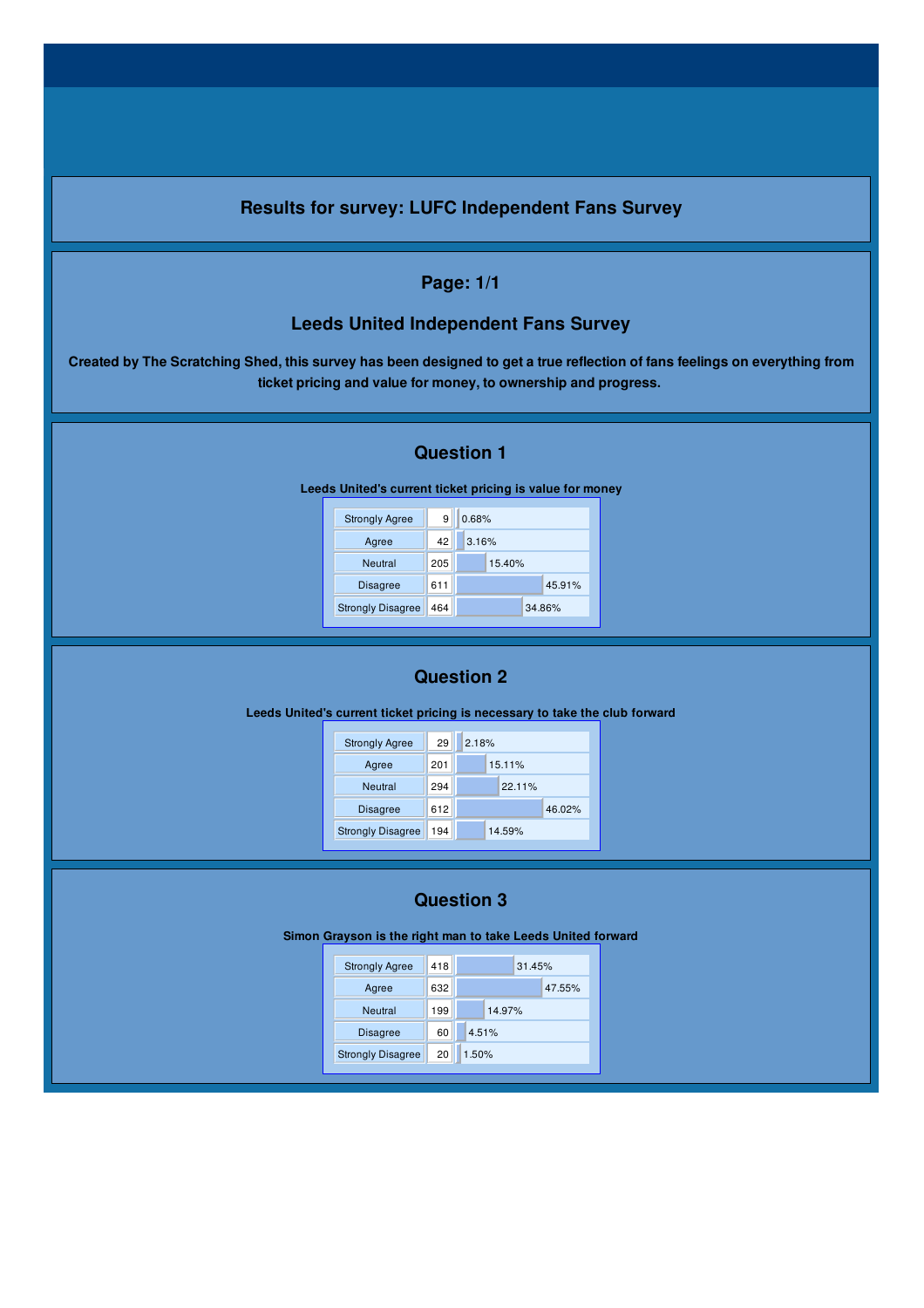# Results for survey: LUFC Independent Fans Survey

## Page: 1/1

## Leeds United Independent Fans Survey

**Created by The Scratching Shed, this survey has been designed to get a true reflection of fans feelings on everything from ticket pricing and value for money, to ownership and progress.**

## Question 1

**Leeds United's current ticket pricing is value for money**

| Response | Count | Percentage |
|---|---|---|
| Strongly Agree | 9 | 0.68% |
| Agree | 42 | 3.16% |
| Neutral | 205 | 15.40% |
| Disagree | 611 | 45.91% |
| Strongly Disagree | 464 | 34.86% |

## Question 2

**Leeds United's current ticket pricing is necessary to take the club forward**

| Response | Count | Percentage |
|---|---|---|
| Strongly Agree | 29 | 2.18% |
| Agree | 201 | 15.11% |
| Neutral | 294 | 22.11% |
| Disagree | 612 | 46.02% |
| Strongly Disagree | 194 | 14.59% |

## Question 3

**Simon Grayson is the right man to take Leeds United forward**

| Response | Count | Percentage |
|---|---|---|
| Strongly Agree | 418 | 31.45% |
| Agree | 632 | 47.55% |
| Neutral | 199 | 14.97% |
| Disagree | 60 | 4.51% |
| Strongly Disagree | 20 | 1.50% |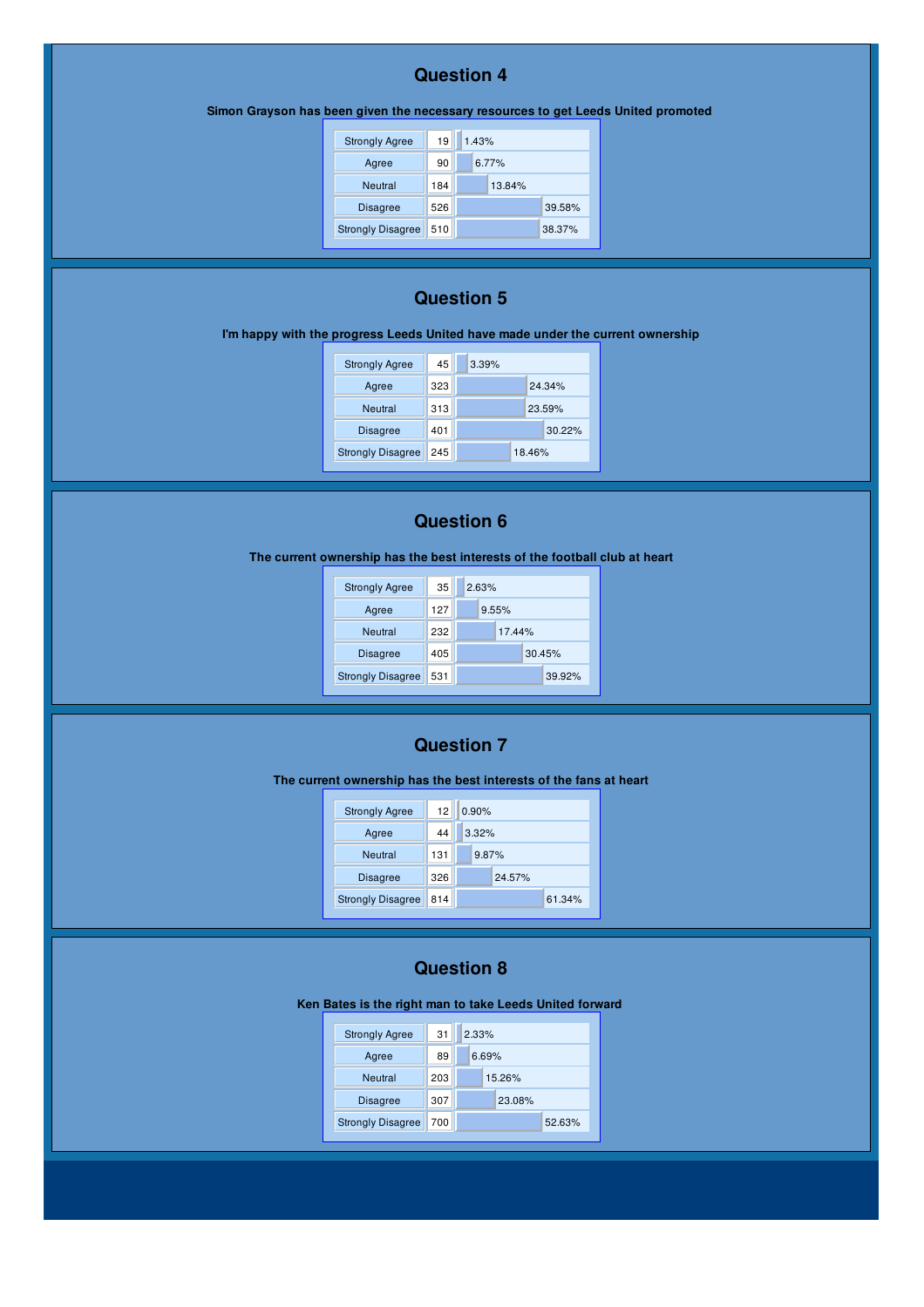## Question 4

**Simon Grayson has been given the necessary resources to get Leeds United promoted**

| | | |
|---|---|---|
| Strongly Agree | 19 | 1.43% |
| Agree | 90 | 6.77% |
| Neutral | 184 | 13.84% |
| Disagree | 526 | 39.58% |
| Strongly Disagree | 510 | 38.37% |

## Question 5

**I'm happy with the progress Leeds United have made under the current ownership**

| | | |
|---|---|---|
| Strongly Agree | 45 | 3.39% |
| Agree | 323 | 24.34% |
| Neutral | 313 | 23.59% |
| Disagree | 401 | 30.22% |
| Strongly Disagree | 245 | 18.46% |

## Question 6

**The current ownership has the best interests of the football club at heart**

| | | |
|---|---|---|
| Strongly Agree | 35 | 2.63% |
| Agree | 127 | 9.55% |
| Neutral | 232 | 17.44% |
| Disagree | 405 | 30.45% |
| Strongly Disagree | 531 | 39.92% |

## Question 7

**The current ownership has the best interests of the fans at heart**

| | | |
|---|---|---|
| Strongly Agree | 12 | 0.90% |
| Agree | 44 | 3.32% |
| Neutral | 131 | 9.87% |
| Disagree | 326 | 24.57% |
| Strongly Disagree | 814 | 61.34% |

## Question 8

**Ken Bates is the right man to take Leeds United forward**

| | | |
|---|---|---|
| Strongly Agree | 31 | 2.33% |
| Agree | 89 | 6.69% |
| Neutral | 203 | 15.26% |
| Disagree | 307 | 23.08% |
| Strongly Disagree | 700 | 52.63% |